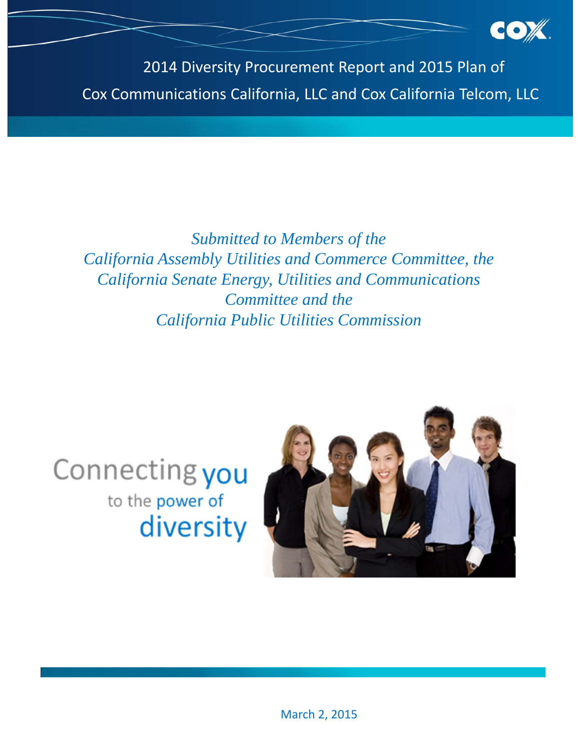# 2014 Diversity Procurement Report and 2015 Plan of Cox Communications California, LLC and Cox California Telcom, LLC

*Submitted to Members of the California Assembly Utilities and Commerce Committee, the California Senate Energy, Utilities and Communications Committee and the California Public Utilities Commission*

Connecting you to the power of diversity

March 2, 2015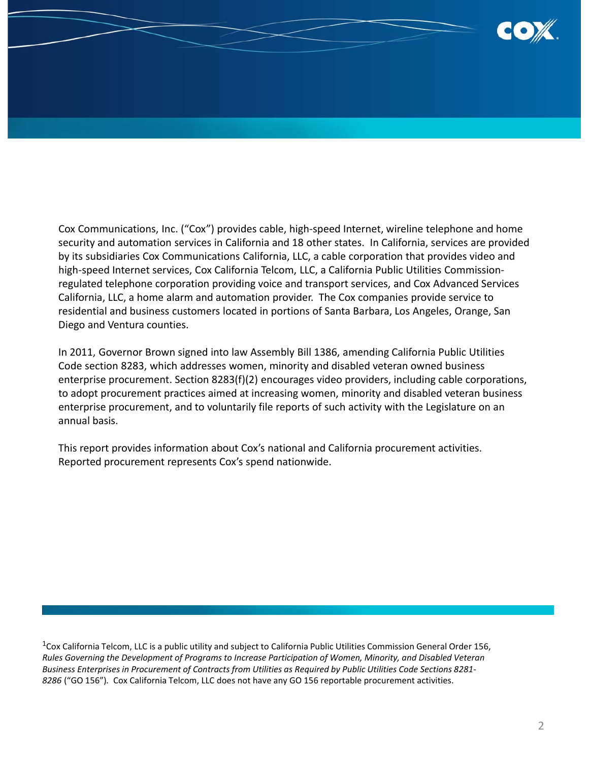Cox Communications, Inc. ("Cox") provides cable, high-speed Internet, wireline telephone and home security and automation services in California and 18 other states. In California, services are provided by its subsidiaries Cox Communications California, LLC, a cable corporation that provides video and high-speed Internet services, Cox California Telcom, LLC, a California Public Utilities Commission-regulated telephone corporation providing voice and transport services, and Cox Advanced Services California, LLC, a home alarm and automation provider. The Cox companies provide service to residential and business customers located in portions of Santa Barbara, Los Angeles, Orange, San Diego and Ventura counties.

In 2011, Governor Brown signed into law Assembly Bill 1386, amending California Public Utilities Code section 8283, which addresses women, minority and disabled veteran owned business enterprise procurement. Section 8283(f)(2) encourages video providers, including cable corporations, to adopt procurement practices aimed at increasing women, minority and disabled veteran business enterprise procurement, and to voluntarily file reports of such activity with the Legislature on an annual basis.

This report provides information about Cox's national and California procurement activities. Reported procurement represents Cox's spend nationwide.

[1] Cox California Telcom, LLC is a public utility and subject to California Public Utilities Commission General Order 156, *Rules Governing the Development of Programs to Increase Participation of Women, Minority, and Disabled Veteran Business Enterprises in Procurement of Contracts from Utilities as Required by Public Utilities Code Sections 8281-8286* ("GO 156"). Cox California Telcom, LLC does not have any GO 156 reportable procurement activities.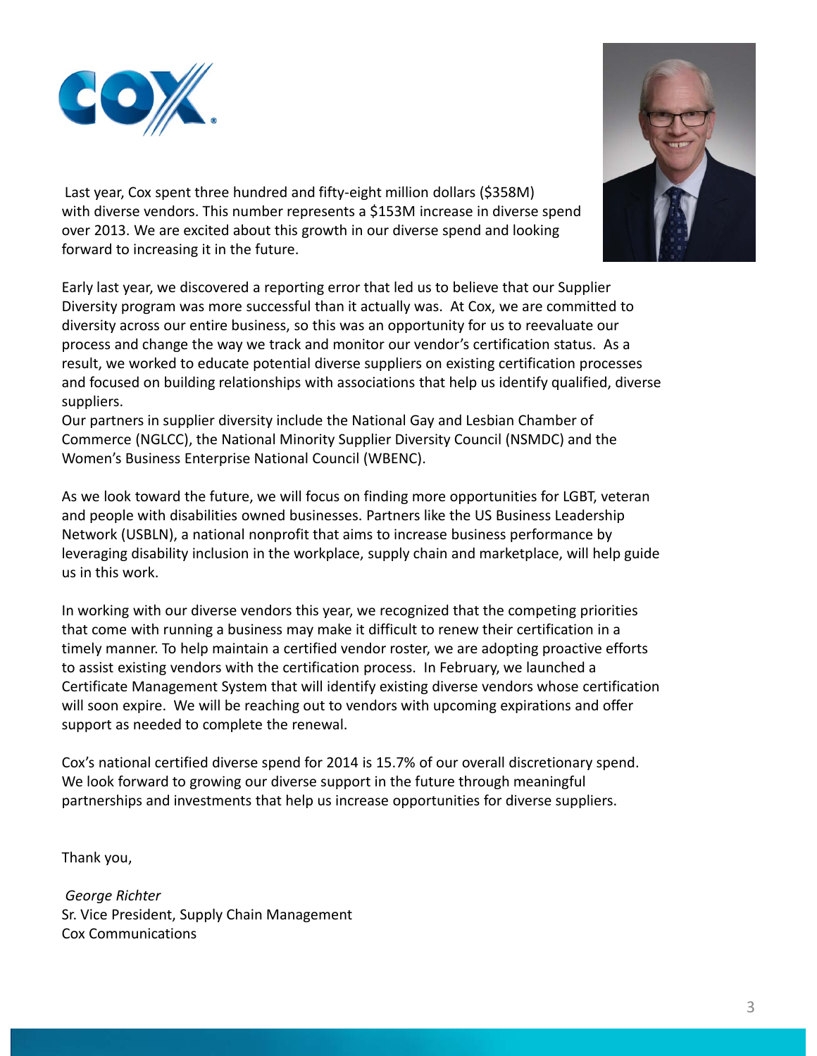Last year, Cox spent three hundred and fifty-eight million dollars ($358M) with diverse vendors. This number represents a $153M increase in diverse spend over 2013. We are excited about this growth in our diverse spend and looking forward to increasing it in the future.

Early last year, we discovered a reporting error that led us to believe that our Supplier Diversity program was more successful than it actually was. At Cox, we are committed to diversity across our entire business, so this was an opportunity for us to reevaluate our process and change the way we track and monitor our vendor's certification status. As a result, we worked to educate potential diverse suppliers on existing certification processes and focused on building relationships with associations that help us identify qualified, diverse suppliers.
Our partners in supplier diversity include the National Gay and Lesbian Chamber of Commerce (NGLCC), the National Minority Supplier Diversity Council (NSMDC) and the Women's Business Enterprise National Council (WBENC).

As we look toward the future, we will focus on finding more opportunities for LGBT, veteran and people with disabilities owned businesses. Partners like the US Business Leadership Network (USBLN), a national nonprofit that aims to increase business performance by leveraging disability inclusion in the workplace, supply chain and marketplace, will help guide us in this work.

In working with our diverse vendors this year, we recognized that the competing priorities that come with running a business may make it difficult to renew their certification in a timely manner. To help maintain a certified vendor roster, we are adopting proactive efforts to assist existing vendors with the certification process. In February, we launched a Certificate Management System that will identify existing diverse vendors whose certification will soon expire. We will be reaching out to vendors with upcoming expirations and offer support as needed to complete the renewal.

Cox's national certified diverse spend for 2014 is 15.7% of our overall discretionary spend. We look forward to growing our diverse support in the future through meaningful partnerships and investments that help us increase opportunities for diverse suppliers.

Thank you,

*George Richter*
Sr. Vice President, Supply Chain Management
Cox Communications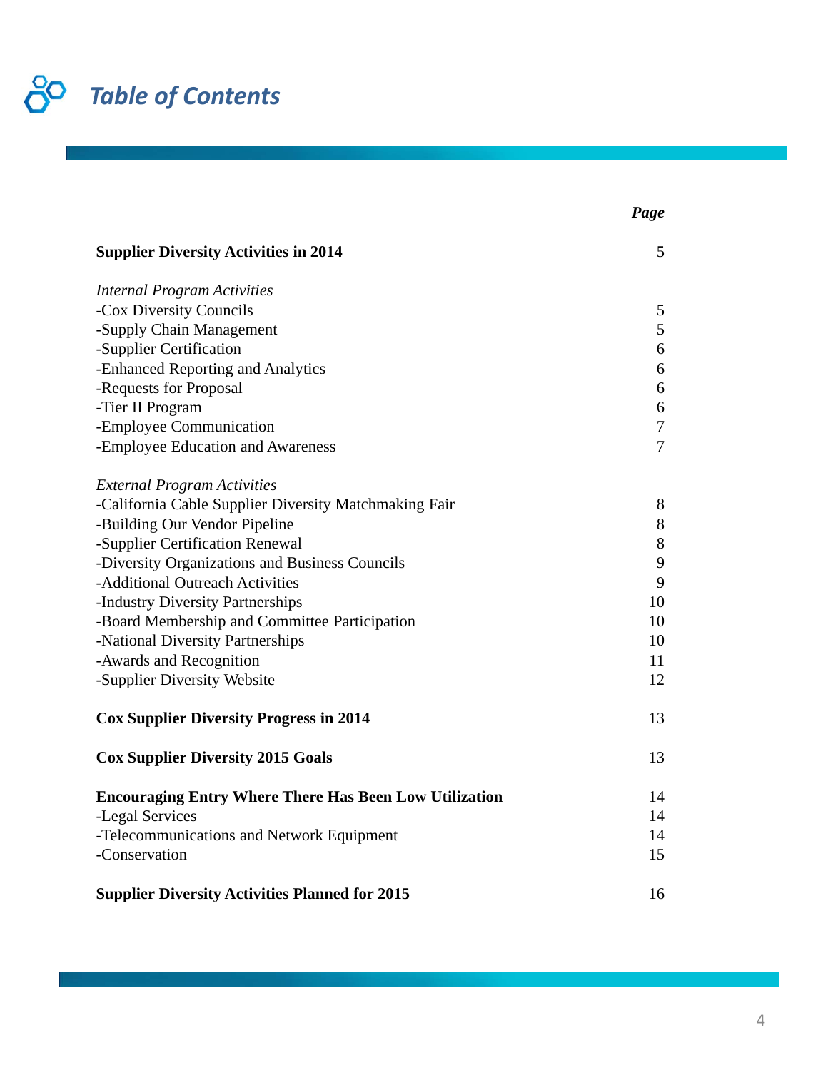# *Table of Contents*

| | *Page* |
|---|---|
| **Supplier Diversity Activities in 2014** | 5 |
| *Internal Program Activities* | |
| -Cox Diversity Councils | 5 |
| -Supply Chain Management | 5 |
| -Supplier Certification | 6 |
| -Enhanced Reporting and Analytics | 6 |
| -Requests for Proposal | 6 |
| -Tier II Program | 6 |
| -Employee Communication | 7 |
| -Employee Education and Awareness | 7 |
| *External Program Activities* | |
| -California Cable Supplier Diversity Matchmaking Fair | 8 |
| -Building Our Vendor Pipeline | 8 |
| -Supplier Certification Renewal | 8 |
| -Diversity Organizations and Business Councils | 9 |
| -Additional Outreach Activities | 9 |
| -Industry Diversity Partnerships | 10 |
| -Board Membership and Committee Participation | 10 |
| -National Diversity Partnerships | 10 |
| -Awards and Recognition | 11 |
| -Supplier Diversity Website | 12 |
| **Cox Supplier Diversity Progress in 2014** | 13 |
| **Cox Supplier Diversity 2015 Goals** | 13 |
| **Encouraging Entry Where There Has Been Low Utilization** | 14 |
| -Legal Services | 14 |
| -Telecommunications and Network Equipment | 14 |
| -Conservation | 15 |
| **Supplier Diversity Activities Planned for 2015** | 16 |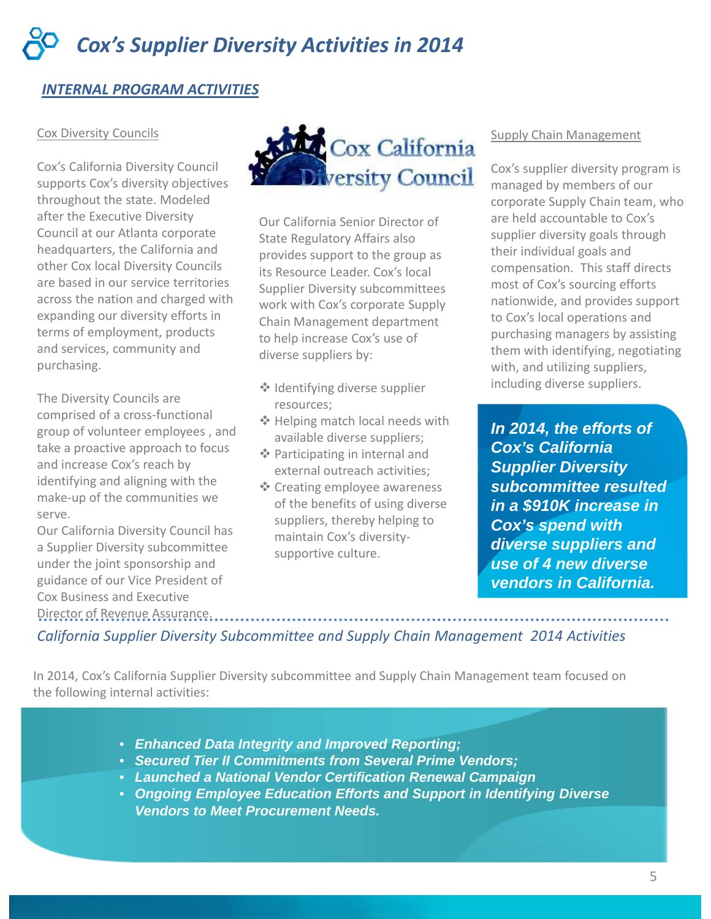# Cox's Supplier Diversity Activities in 2014

## INTERNAL PROGRAM ACTIVITIES

### Cox Diversity Councils

Cox's California Diversity Council supports Cox's diversity objectives throughout the state. Modeled after the Executive Diversity Council at our Atlanta corporate headquarters, the California and other Cox local Diversity Councils are based in our service territories across the nation and charged with expanding our diversity efforts in terms of employment, products and services, community and purchasing.

The Diversity Councils are comprised of a cross-functional group of volunteer employees , and take a proactive approach to focus and increase Cox's reach by identifying and aligning with the make-up of the communities we serve.

Our California Diversity Council has a Supplier Diversity subcommittee under the joint sponsorship and guidance of our Vice President of Cox Business and Executive Director of Revenue Assurance.

Cox California Diversity Council

Our California Senior Director of State Regulatory Affairs also provides support to the group as its Resource Leader. Cox's local Supplier Diversity subcommittees work with Cox's corporate Supply Chain Management department to help increase Cox's use of diverse suppliers by:

- Identifying diverse supplier resources;
- Helping match local needs with available diverse suppliers;
- Participating in internal and external outreach activities;
- Creating employee awareness of the benefits of using diverse suppliers, thereby helping to maintain Cox's diversity-supportive culture.

### Supply Chain Management

Cox's supplier diversity program is managed by members of our corporate Supply Chain team, who are held accountable to Cox's supplier diversity goals through their individual goals and compensation. This staff directs most of Cox's sourcing efforts nationwide, and provides support to Cox's local operations and purchasing managers by assisting them with identifying, negotiating with, and utilizing suppliers, including diverse suppliers.

***In 2014, the efforts of Cox's California Supplier Diversity subcommittee resulted in a $910K increase in Cox's spend with diverse suppliers and use of 4 new diverse vendors in California.***

*California Supplier Diversity Subcommittee and Supply Chain Management 2014 Activities*

In 2014, Cox's California Supplier Diversity subcommittee and Supply Chain Management team focused on the following internal activities:

- ***Enhanced Data Integrity and Improved Reporting;***
- ***Secured Tier II Commitments from Several Prime Vendors;***
- ***Launched a National Vendor Certification Renewal Campaign***
- ***Ongoing Employee Education Efforts and Support in Identifying Diverse Vendors to Meet Procurement Needs.***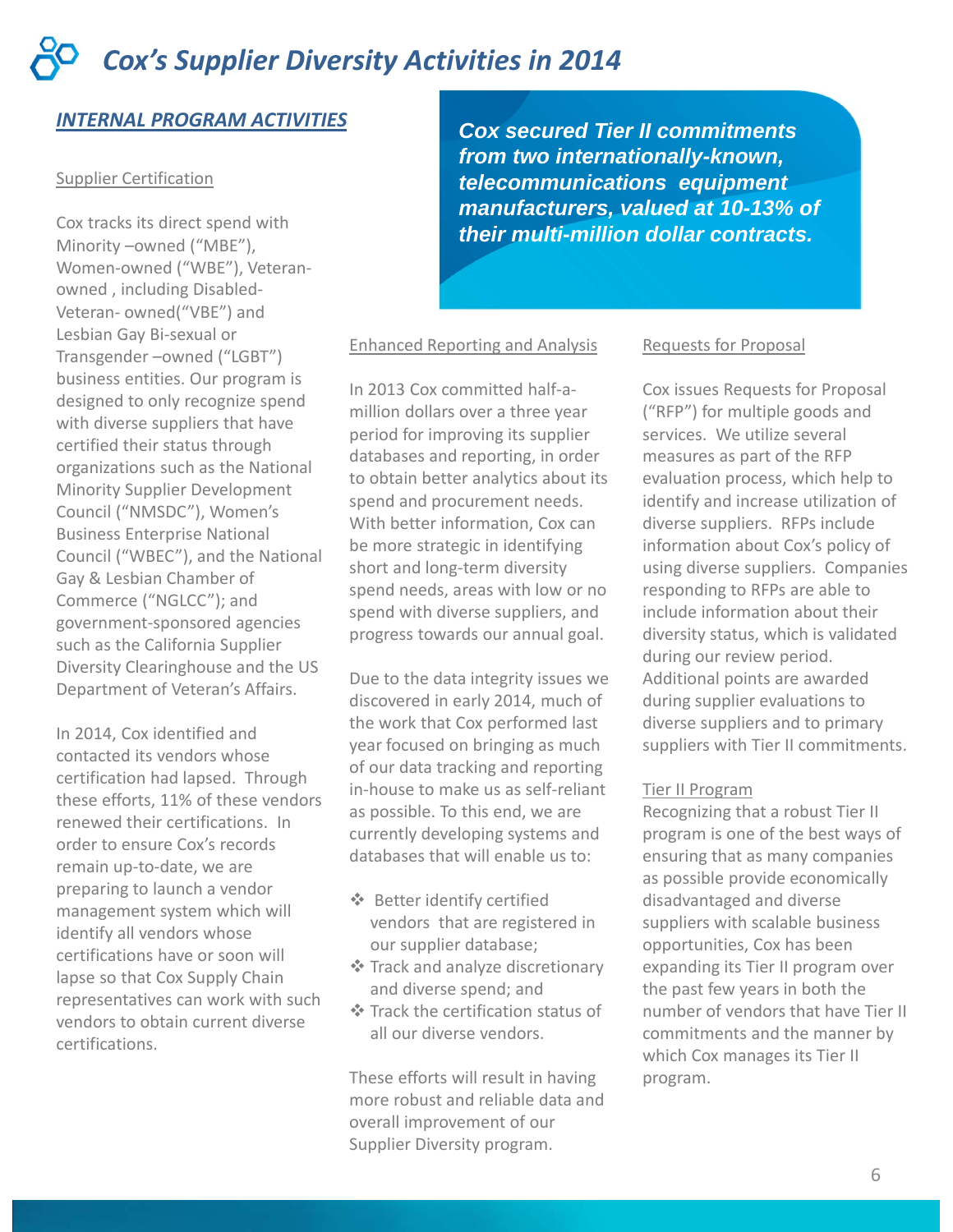# *Cox's Supplier Diversity Activities in 2014*

## ***INTERNAL PROGRAM ACTIVITIES***

***Cox secured Tier II commitments from two internationally-known, telecommunications equipment manufacturers, valued at 10-13% of their multi-million dollar contracts.***

### Supplier Certification

Cox tracks its direct spend with Minority –owned ("MBE"), Women-owned ("WBE"), Veteran-owned , including Disabled-Veteran- owned("VBE") and Lesbian Gay Bi-sexual or Transgender –owned ("LGBT") business entities. Our program is designed to only recognize spend with diverse suppliers that have certified their status through organizations such as the National Minority Supplier Development Council ("NMSDC"), Women's Business Enterprise National Council ("WBEC"), and the National Gay & Lesbian Chamber of Commerce ("NGLCC"); and government-sponsored agencies such as the California Supplier Diversity Clearinghouse and the US Department of Veteran's Affairs.

In 2014, Cox identified and contacted its vendors whose certification had lapsed. Through these efforts, 11% of these vendors renewed their certifications. In order to ensure Cox's records remain up-to-date, we are preparing to launch a vendor management system which will identify all vendors whose certifications have or soon will lapse so that Cox Supply Chain representatives can work with such vendors to obtain current diverse certifications.

### Enhanced Reporting and Analysis

In 2013 Cox committed half-a-million dollars over a three year period for improving its supplier databases and reporting, in order to obtain better analytics about its spend and procurement needs. With better information, Cox can be more strategic in identifying short and long-term diversity spend needs, areas with low or no spend with diverse suppliers, and progress towards our annual goal.

Due to the data integrity issues we discovered in early 2014, much of the work that Cox performed last year focused on bringing as much of our data tracking and reporting in-house to make us as self-reliant as possible. To this end, we are currently developing systems and databases that will enable us to:

- Better identify certified vendors that are registered in our supplier database;
- Track and analyze discretionary and diverse spend; and
- Track the certification status of all our diverse vendors.

These efforts will result in having more robust and reliable data and overall improvement of our Supplier Diversity program.

### Requests for Proposal

Cox issues Requests for Proposal ("RFP") for multiple goods and services. We utilize several measures as part of the RFP evaluation process, which help to identify and increase utilization of diverse suppliers. RFPs include information about Cox's policy of using diverse suppliers. Companies responding to RFPs are able to include information about their diversity status, which is validated during our review period. Additional points are awarded during supplier evaluations to diverse suppliers and to primary suppliers with Tier II commitments.

### Tier II Program

Recognizing that a robust Tier II program is one of the best ways of ensuring that as many companies as possible provide economically disadvantaged and diverse suppliers with scalable business opportunities, Cox has been expanding its Tier II program over the past few years in both the number of vendors that have Tier II commitments and the manner by which Cox manages its Tier II program.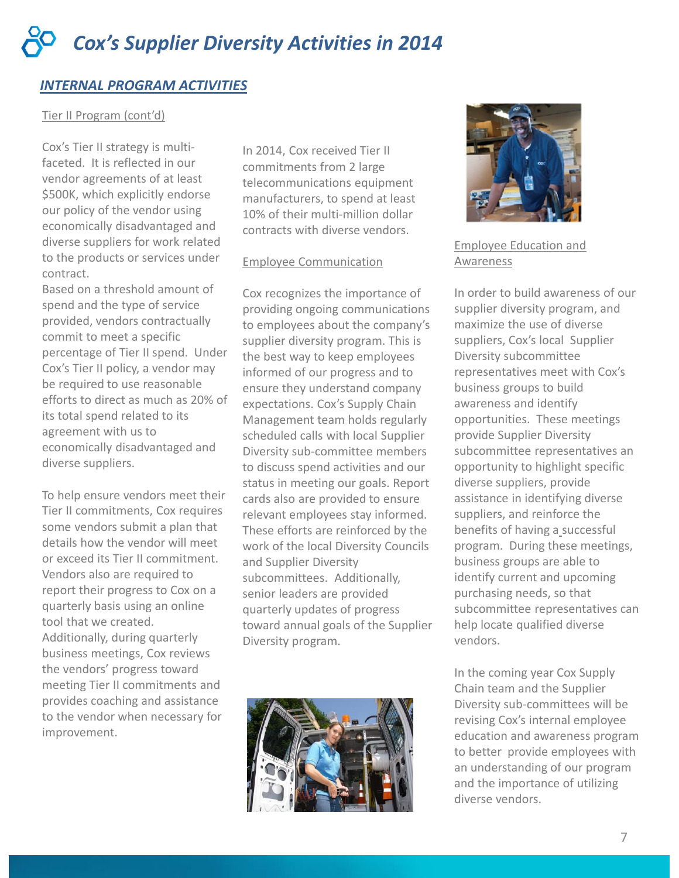# Cox's Supplier Diversity Activities in 2014

## INTERNAL PROGRAM ACTIVITIES

### Tier II Program (cont'd)

Cox's Tier II strategy is multi-faceted. It is reflected in our vendor agreements of at least $500K, which explicitly endorse our policy of the vendor using economically disadvantaged and diverse suppliers for work related to the products or services under contract.
Based on a threshold amount of spend and the type of service provided, vendors contractually commit to meet a specific percentage of Tier II spend. Under Cox's Tier II policy, a vendor may be required to use reasonable efforts to direct as much as 20% of its total spend related to its agreement with us to economically disadvantaged and diverse suppliers.

To help ensure vendors meet their Tier II commitments, Cox requires some vendors submit a plan that details how the vendor will meet or exceed its Tier II commitment. Vendors also are required to report their progress to Cox on a quarterly basis using an online tool that we created.
Additionally, during quarterly business meetings, Cox reviews the vendors' progress toward meeting Tier II commitments and provides coaching and assistance to the vendor when necessary for improvement.

In 2014, Cox received Tier II commitments from 2 large telecommunications equipment manufacturers, to spend at least 10% of their multi-million dollar contracts with diverse vendors.

### Employee Communication

Cox recognizes the importance of providing ongoing communications to employees about the company's supplier diversity program. This is the best way to keep employees informed of our progress and to ensure they understand company expectations. Cox's Supply Chain Management team holds regularly scheduled calls with local Supplier Diversity sub-committee members to discuss spend activities and our status in meeting our goals. Report cards also are provided to ensure relevant employees stay informed. These efforts are reinforced by the work of the local Diversity Councils and Supplier Diversity subcommittees. Additionally, senior leaders are provided quarterly updates of progress toward annual goals of the Supplier Diversity program.

### Employee Education and Awareness

In order to build awareness of our supplier diversity program, and maximize the use of diverse suppliers, Cox's local Supplier Diversity subcommittee representatives meet with Cox's business groups to build awareness and identify opportunities. These meetings provide Supplier Diversity subcommittee representatives an opportunity to highlight specific diverse suppliers, provide assistance in identifying diverse suppliers, and reinforce the benefits of having a successful program. During these meetings, business groups are able to identify current and upcoming purchasing needs, so that subcommittee representatives can help locate qualified diverse vendors.

In the coming year Cox Supply Chain team and the Supplier Diversity sub-committees will be revising Cox's internal employee education and awareness program to better provide employees with an understanding of our program and the importance of utilizing diverse vendors.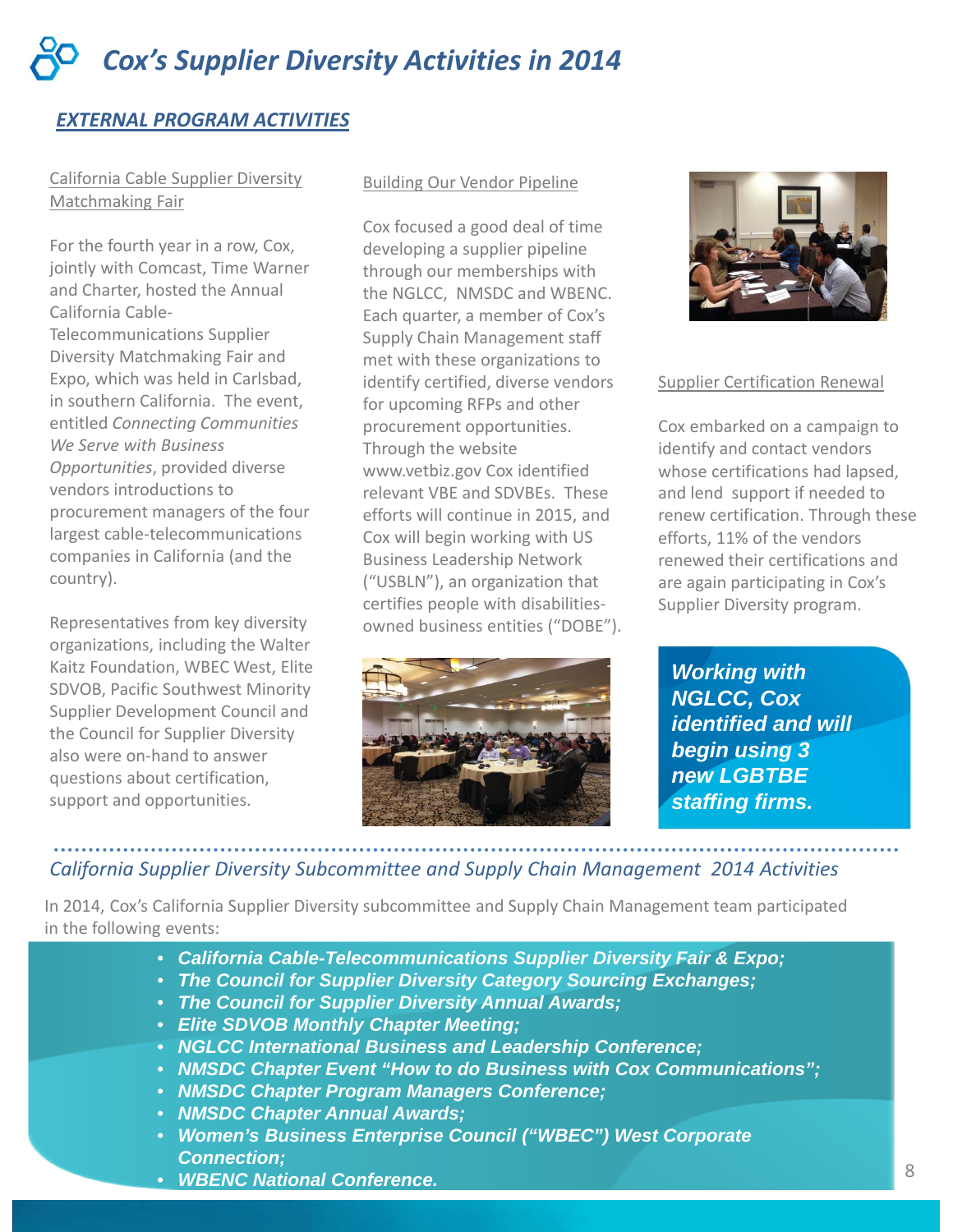# *Cox's Supplier Diversity Activities in 2014*

## *EXTERNAL PROGRAM ACTIVITIES*

### California Cable Supplier Diversity Matchmaking Fair

For the fourth year in a row, Cox, jointly with Comcast, Time Warner and Charter, hosted the Annual California Cable-Telecommunications Supplier Diversity Matchmaking Fair and Expo, which was held in Carlsbad, in southern California. The event, entitled *Connecting Communities We Serve with Business Opportunities*, provided diverse vendors introductions to procurement managers of the four largest cable-telecommunications companies in California (and the country).

Representatives from key diversity organizations, including the Walter Kaitz Foundation, WBEC West, Elite SDVOB, Pacific Southwest Minority Supplier Development Council and the Council for Supplier Diversity also were on-hand to answer questions about certification, support and opportunities.

### Building Our Vendor Pipeline

Cox focused a good deal of time developing a supplier pipeline through our memberships with the NGLCC, NMSDC and WBENC. Each quarter, a member of Cox's Supply Chain Management staff met with these organizations to identify certified, diverse vendors for upcoming RFPs and other procurement opportunities. Through the website www.vetbiz.gov Cox identified relevant VBE and SDVBEs. These efforts will continue in 2015, and Cox will begin working with US Business Leadership Network ("USBLN"), an organization that certifies people with disabilities-owned business entities ("DOBE").

### Supplier Certification Renewal

Cox embarked on a campaign to identify and contact vendors whose certifications had lapsed, and lend support if needed to renew certification. Through these efforts, 11% of the vendors renewed their certifications and are again participating in Cox's Supplier Diversity program.

***Working with NGLCC, Cox identified and will begin using 3 new LGBTBE staffing firms.***

## *California Supplier Diversity Subcommittee and Supply Chain Management 2014 Activities*

In 2014, Cox's California Supplier Diversity subcommittee and Supply Chain Management team participated in the following events:

- ***California Cable-Telecommunications Supplier Diversity Fair & Expo;***
- ***The Council for Supplier Diversity Category Sourcing Exchanges;***
- ***The Council for Supplier Diversity Annual Awards;***
- ***Elite SDVOB Monthly Chapter Meeting;***
- ***NGLCC International Business and Leadership Conference;***
- ***NMSDC Chapter Event "How to do Business with Cox Communications";***
- ***NMSDC Chapter Program Managers Conference;***
- ***NMSDC Chapter Annual Awards;***
- ***Women's Business Enterprise Council ("WBEC") West Corporate Connection;***
- ***WBENC National Conference.***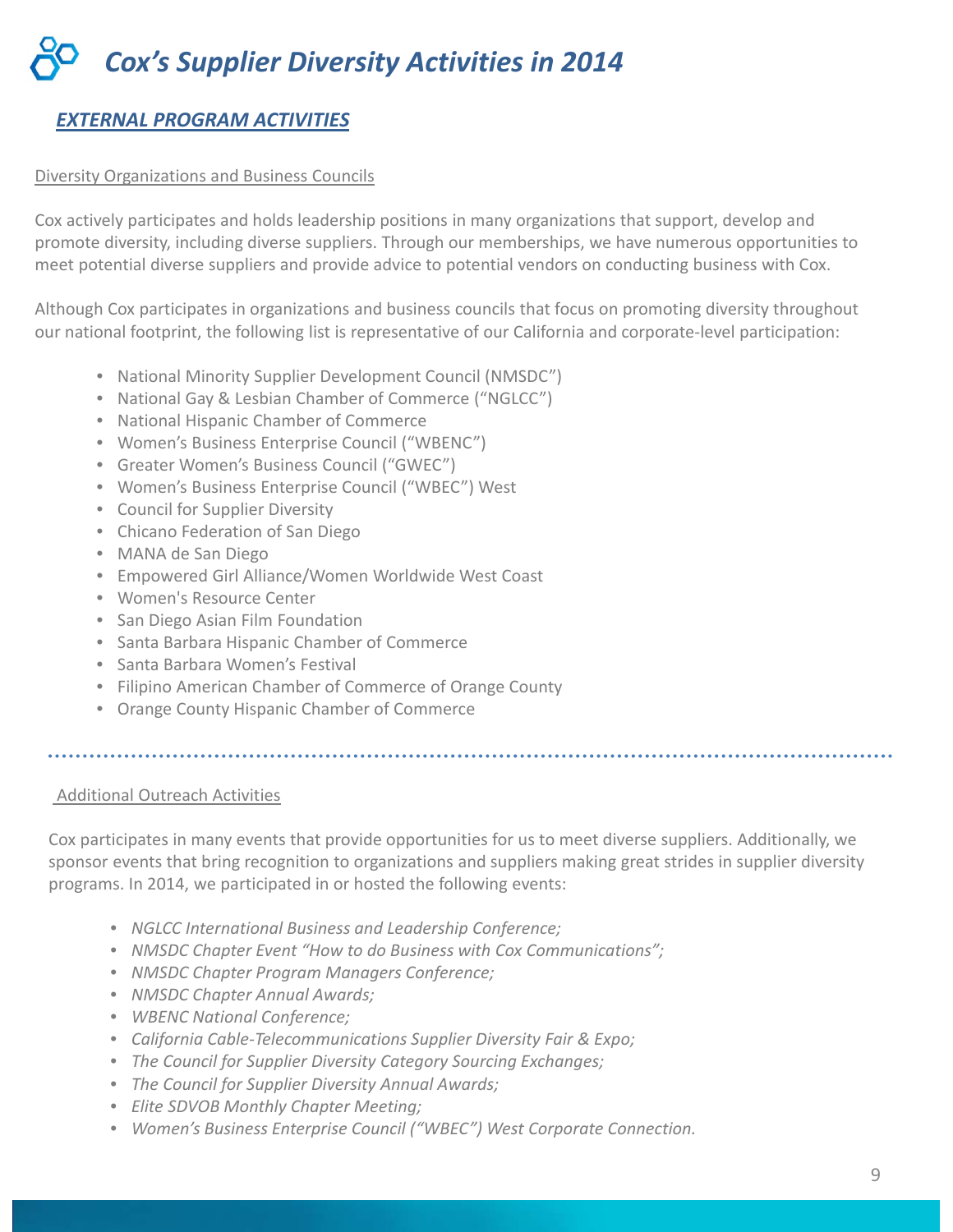# Cox's Supplier Diversity Activities in 2014

## *EXTERNAL PROGRAM ACTIVITIES*

### Diversity Organizations and Business Councils

Cox actively participates and holds leadership positions in many organizations that support, develop and promote diversity, including diverse suppliers. Through our memberships, we have numerous opportunities to meet potential diverse suppliers and provide advice to potential vendors on conducting business with Cox.

Although Cox participates in organizations and business councils that focus on promoting diversity throughout our national footprint, the following list is representative of our California and corporate-level participation:

- National Minority Supplier Development Council (NMSDC")
- National Gay & Lesbian Chamber of Commerce ("NGLCC")
- National Hispanic Chamber of Commerce
- Women's Business Enterprise Council ("WBENC")
- Greater Women's Business Council ("GWEC")
- Women's Business Enterprise Council ("WBEC") West
- Council for Supplier Diversity
- Chicano Federation of San Diego
- MANA de San Diego
- Empowered Girl Alliance/Women Worldwide West Coast
- Women's Resource Center
- San Diego Asian Film Foundation
- Santa Barbara Hispanic Chamber of Commerce
- Santa Barbara Women's Festival
- Filipino American Chamber of Commerce of Orange County
- Orange County Hispanic Chamber of Commerce

---

### Additional Outreach Activities

Cox participates in many events that provide opportunities for us to meet diverse suppliers. Additionally, we sponsor events that bring recognition to organizations and suppliers making great strides in supplier diversity programs. In 2014, we participated in or hosted the following events:

- *NGLCC International Business and Leadership Conference;*
- *NMSDC Chapter Event "How to do Business with Cox Communications";*
- *NMSDC Chapter Program Managers Conference;*
- *NMSDC Chapter Annual Awards;*
- *WBENC National Conference;*
- *California Cable-Telecommunications Supplier Diversity Fair & Expo;*
- *The Council for Supplier Diversity Category Sourcing Exchanges;*
- *The Council for Supplier Diversity Annual Awards;*
- *Elite SDVOB Monthly Chapter Meeting;*
- *Women's Business Enterprise Council ("WBEC") West Corporate Connection.*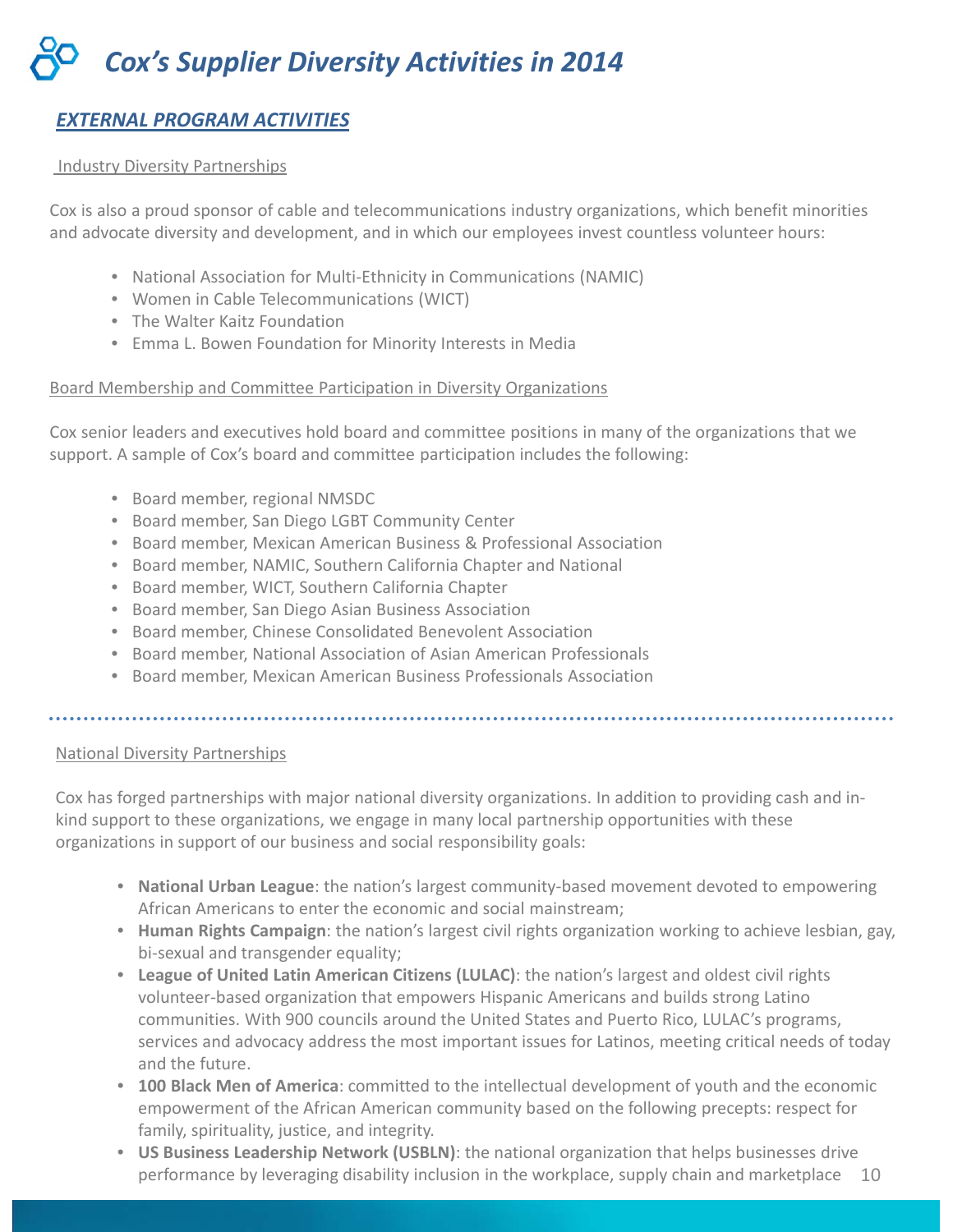# *Cox's Supplier Diversity Activities in 2014*

## *EXTERNAL PROGRAM ACTIVITIES*

### Industry Diversity Partnerships

Cox is also a proud sponsor of cable and telecommunications industry organizations, which benefit minorities and advocate diversity and development, and in which our employees invest countless volunteer hours:

- National Association for Multi-Ethnicity in Communications (NAMIC)
- Women in Cable Telecommunications (WICT)
- The Walter Kaitz Foundation
- Emma L. Bowen Foundation for Minority Interests in Media

### Board Membership and Committee Participation in Diversity Organizations

Cox senior leaders and executives hold board and committee positions in many of the organizations that we support. A sample of Cox's board and committee participation includes the following:

- Board member, regional NMSDC
- Board member, San Diego LGBT Community Center
- Board member, Mexican American Business & Professional Association
- Board member, NAMIC, Southern California Chapter and National
- Board member, WICT, Southern California Chapter
- Board member, San Diego Asian Business Association
- Board member, Chinese Consolidated Benevolent Association
- Board member, National Association of Asian American Professionals
- Board member, Mexican American Business Professionals Association

### National Diversity Partnerships

Cox has forged partnerships with major national diversity organizations. In addition to providing cash and in-kind support to these organizations, we engage in many local partnership opportunities with these organizations in support of our business and social responsibility goals:

- **National Urban League**: the nation's largest community-based movement devoted to empowering African Americans to enter the economic and social mainstream;
- **Human Rights Campaign**: the nation's largest civil rights organization working to achieve lesbian, gay, bi-sexual and transgender equality;
- **League of United Latin American Citizens (LULAC)**: the nation's largest and oldest civil rights volunteer-based organization that empowers Hispanic Americans and builds strong Latino communities. With 900 councils around the United States and Puerto Rico, LULAC's programs, services and advocacy address the most important issues for Latinos, meeting critical needs of today and the future.
- **100 Black Men of America**: committed to the intellectual development of youth and the economic empowerment of the African American community based on the following precepts: respect for family, spirituality, justice, and integrity.
- **US Business Leadership Network (USBLN)**: the national organization that helps businesses drive performance by leveraging disability inclusion in the workplace, supply chain and marketplace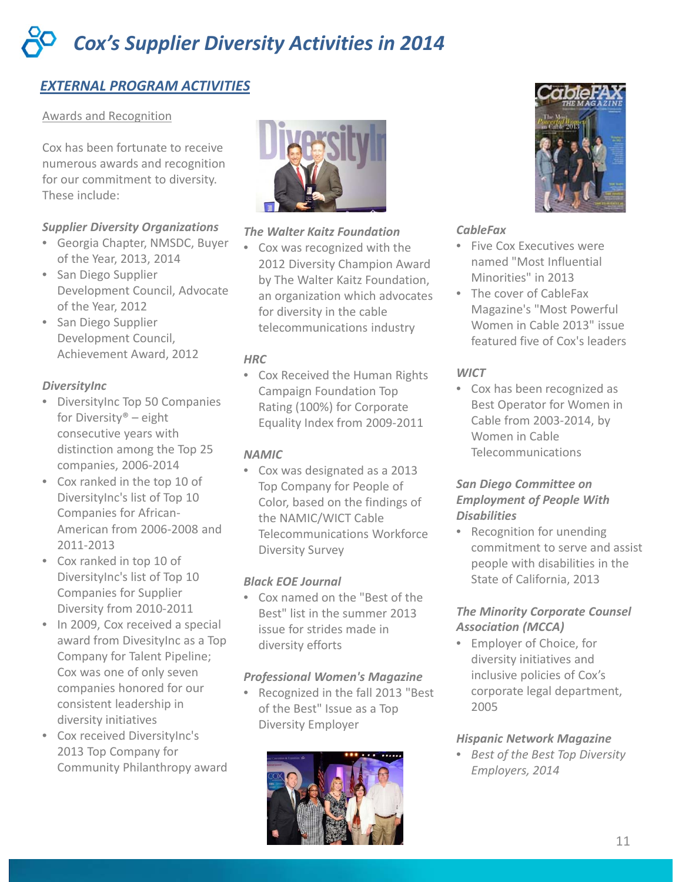# Cox's Supplier Diversity Activities in 2014

## EXTERNAL PROGRAM ACTIVITIES

### Awards and Recognition

Cox has been fortunate to receive numerous awards and recognition for our commitment to diversity. These include:

***Supplier Diversity Organizations***

- Georgia Chapter, NMSDC, Buyer of the Year, 2013, 2014
- San Diego Supplier Development Council, Advocate of the Year, 2012
- San Diego Supplier Development Council, Achievement Award, 2012

***DiversityInc***

- DiversityInc Top 50 Companies for Diversity® – eight consecutive years with distinction among the Top 25 companies, 2006-2014
- Cox ranked in the top 10 of DiversityInc's list of Top 10 Companies for African-American from 2006-2008 and 2011-2013
- Cox ranked in top 10 of DiversityInc's list of Top 10 Companies for Supplier Diversity from 2010-2011
- In 2009, Cox received a special award from DivesityInc as a Top Company for Talent Pipeline; Cox was one of only seven companies honored for our consistent leadership in diversity initiatives
- Cox received DiversityInc's 2013 Top Company for Community Philanthropy award

***The Walter Kaitz Foundation***

- Cox was recognized with the 2012 Diversity Champion Award by The Walter Kaitz Foundation, an organization which advocates for diversity in the cable telecommunications industry

***HRC***

- Cox Received the Human Rights Campaign Foundation Top Rating (100%) for Corporate Equality Index from 2009-2011

***NAMIC***

- Cox was designated as a 2013 Top Company for People of Color, based on the findings of the NAMIC/WICT Cable Telecommunications Workforce Diversity Survey

***Black EOE Journal***

- Cox named on the "Best of the Best" list in the summer 2013 issue for strides made in diversity efforts

***Professional Women's Magazine***

- Recognized in the fall 2013 "Best of the Best" Issue as a Top Diversity Employer

***CableFax***

- Five Cox Executives were named "Most Influential Minorities" in 2013
- The cover of CableFax Magazine's "Most Powerful Women in Cable 2013" issue featured five of Cox's leaders

***WICT***

- Cox has been recognized as Best Operator for Women in Cable from 2003-2014, by Women in Cable Telecommunications

***San Diego Committee on Employment of People With Disabilities***

- Recognition for unending commitment to serve and assist people with disabilities in the State of California, 2013

***The Minority Corporate Counsel Association (MCCA)***

- Employer of Choice, for diversity initiatives and inclusive policies of Cox's corporate legal department, 2005

***Hispanic Network Magazine***

- *Best of the Best Top Diversity Employers, 2014*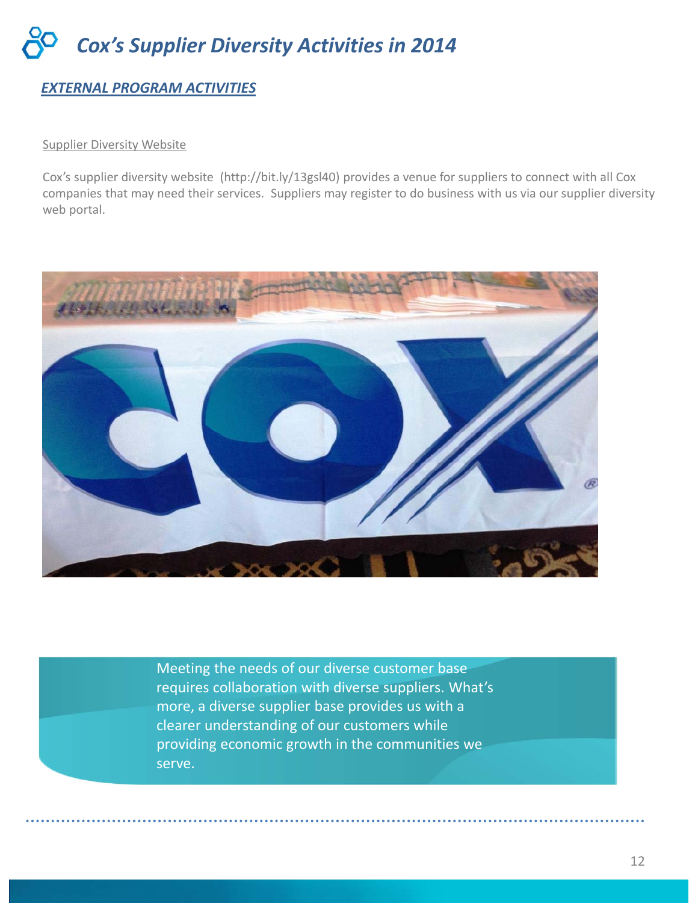# *Cox's Supplier Diversity Activities in 2014*

## ***EXTERNAL PROGRAM ACTIVITIES***

Supplier Diversity Website

Cox's supplier diversity website (http://bit.ly/13gsl40) provides a venue for suppliers to connect with all Cox companies that may need their services. Suppliers may register to do business with us via our supplier diversity web portal.

Meeting the needs of our diverse customer base requires collaboration with diverse suppliers. What's more, a diverse supplier base provides us with a clearer understanding of our customers while providing economic growth in the communities we serve.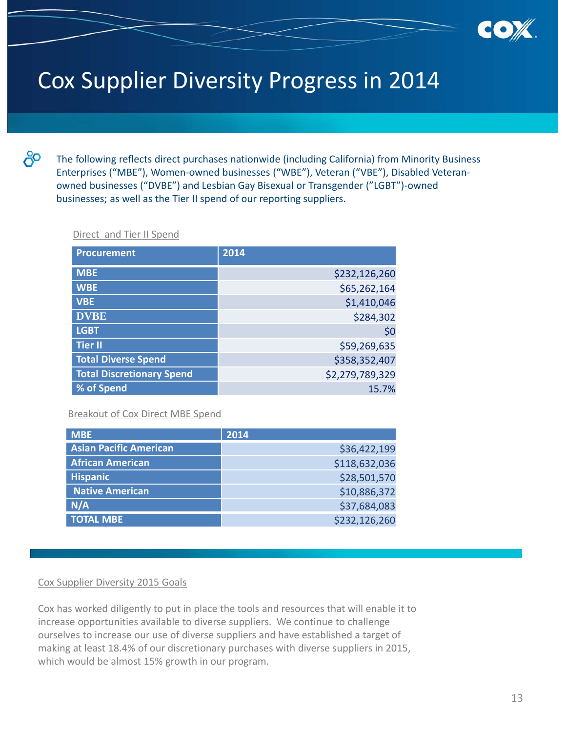# Cox Supplier Diversity Progress in 2014

The following reflects direct purchases nationwide (including California) from Minority Business Enterprises ("MBE"), Women-owned businesses ("WBE"), Veteran ("VBE"), Disabled Veteran-owned businesses ("DVBE") and Lesbian Gay Bisexual or Transgender ("LGBT")-owned businesses; as well as the Tier II spend of our reporting suppliers.

Direct and Tier II Spend

| Procurement | 2014 |
|---|---|
| MBE | $232,126,260 |
| WBE | $65,262,164 |
| VBE | $1,410,046 |
| DVBE | $284,302 |
| LGBT | $0 |
| Tier II | $59,269,635 |
| Total Diverse Spend | $358,352,407 |
| Total Discretionary Spend | $2,279,789,329 |
| % of Spend | 15.7% |

Breakout of Cox Direct MBE Spend

| MBE | 2014 |
|---|---|
| Asian Pacific American | $36,422,199 |
| African American | $118,632,036 |
| Hispanic | $28,501,570 |
| Native American | $10,886,372 |
| N/A | $37,684,083 |
| TOTAL MBE | $232,126,260 |

Cox Supplier Diversity 2015 Goals

Cox has worked diligently to put in place the tools and resources that will enable it to increase opportunities available to diverse suppliers. We continue to challenge ourselves to increase our use of diverse suppliers and have established a target of making at least 18.4% of our discretionary purchases with diverse suppliers in 2015, which would be almost 15% growth in our program.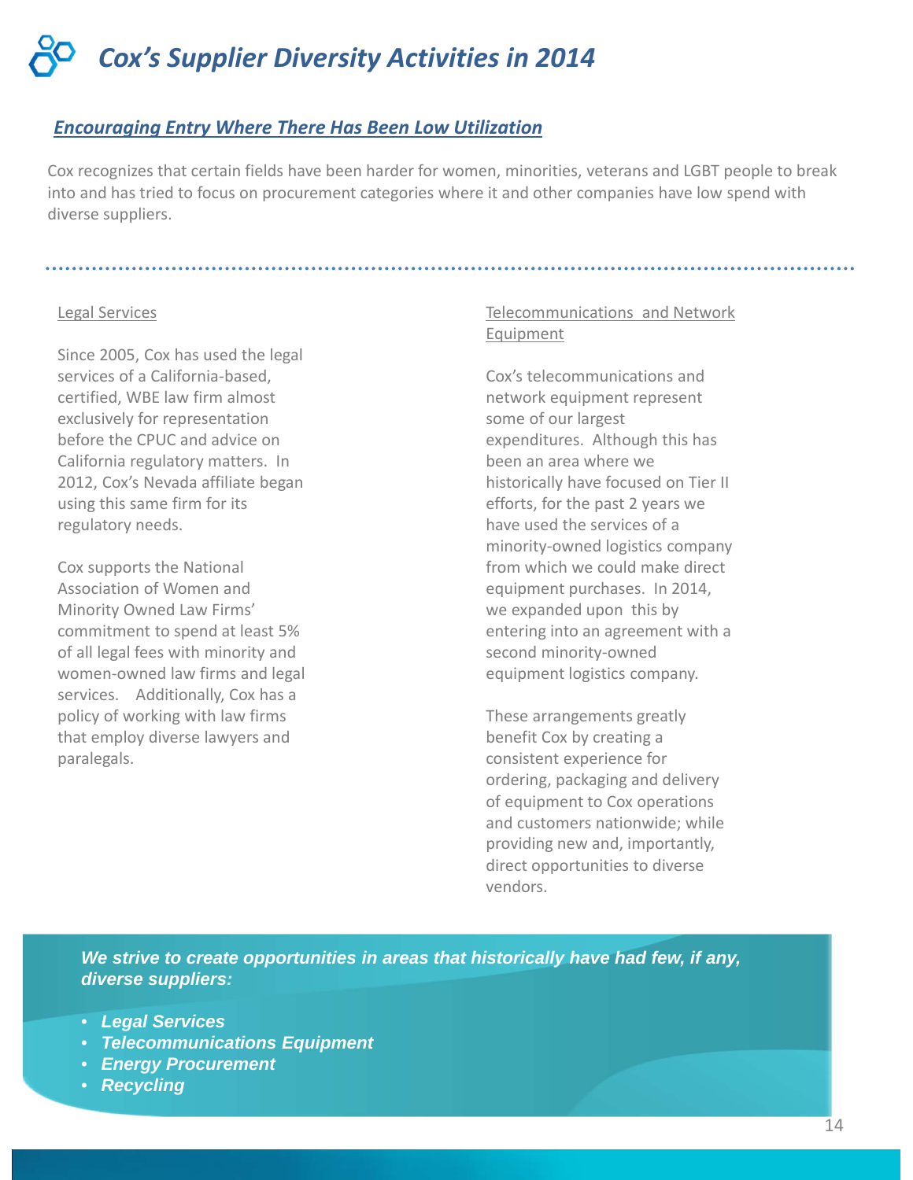# *Cox's Supplier Diversity Activities in 2014*

## *Encouraging Entry Where There Has Been Low Utilization*

Cox recognizes that certain fields have been harder for women, minorities, veterans and LGBT people to break into and has tried to focus on procurement categories where it and other companies have low spend with diverse suppliers.

### Legal Services

Since 2005, Cox has used the legal services of a California-based, certified, WBE law firm almost exclusively for representation before the CPUC and advice on California regulatory matters. In 2012, Cox's Nevada affiliate began using this same firm for its regulatory needs.

Cox supports the National Association of Women and Minority Owned Law Firms' commitment to spend at least 5% of all legal fees with minority and women-owned law firms and legal services. Additionally, Cox has a policy of working with law firms that employ diverse lawyers and paralegals.

### Telecommunications and Network Equipment

Cox's telecommunications and network equipment represent some of our largest expenditures. Although this has been an area where we historically have focused on Tier II efforts, for the past 2 years we have used the services of a minority-owned logistics company from which we could make direct equipment purchases. In 2014, we expanded upon this by entering into an agreement with a second minority-owned equipment logistics company.

These arrangements greatly benefit Cox by creating a consistent experience for ordering, packaging and delivery of equipment to Cox operations and customers nationwide; while providing new and, importantly, direct opportunities to diverse vendors.

***We strive to create opportunities in areas that historically have had few, if any, diverse suppliers:***

- ***Legal Services***
- ***Telecommunications Equipment***
- ***Energy Procurement***
- ***Recycling***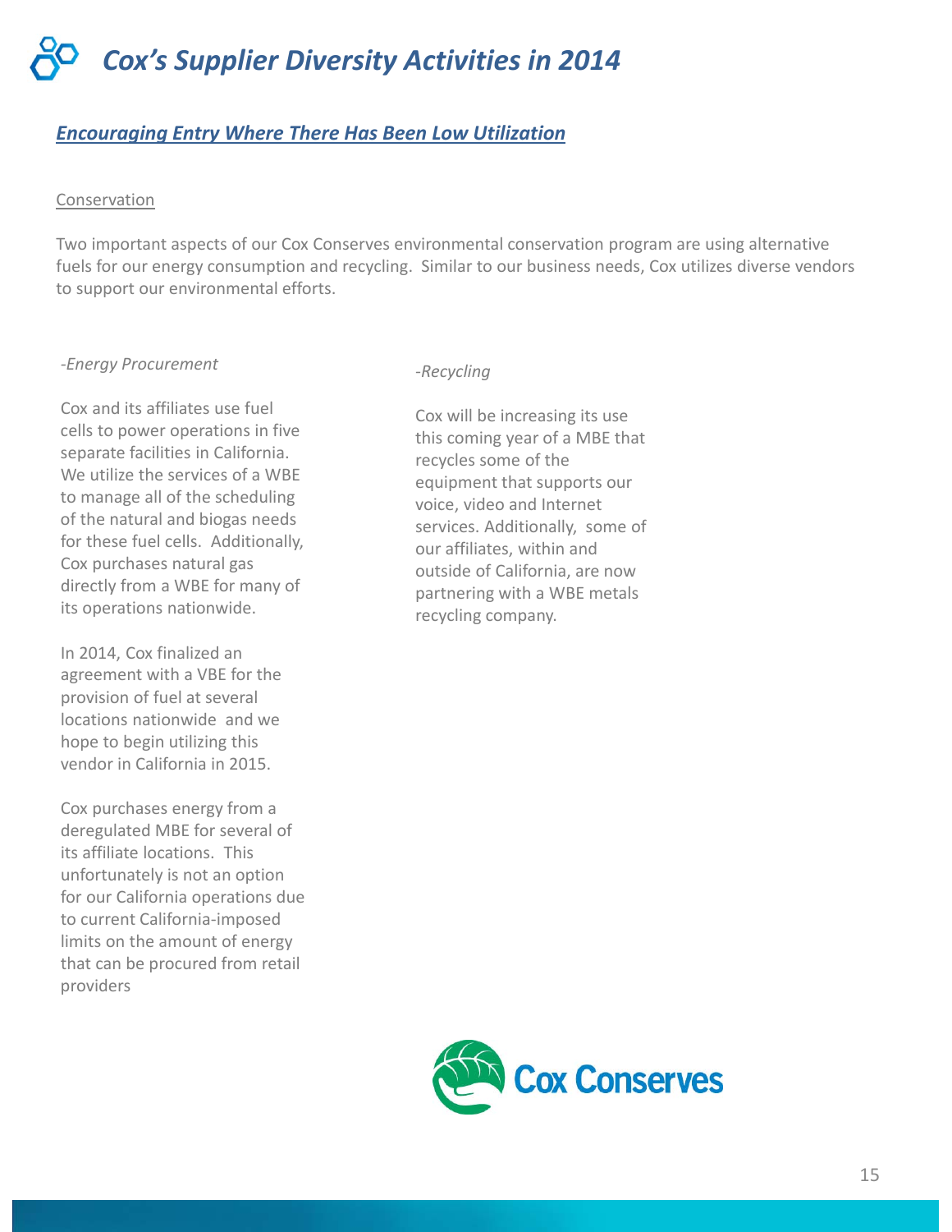# *Cox's Supplier Diversity Activities in 2014*

## ***Encouraging Entry Where There Has Been Low Utilization***

### Conservation

Two important aspects of our Cox Conserves environmental conservation program are using alternative fuels for our energy consumption and recycling. Similar to our business needs, Cox utilizes diverse vendors to support our environmental efforts.

*-Energy Procurement*

Cox and its affiliates use fuel cells to power operations in five separate facilities in California. We utilize the services of a WBE to manage all of the scheduling of the natural and biogas needs for these fuel cells. Additionally, Cox purchases natural gas directly from a WBE for many of its operations nationwide.

In 2014, Cox finalized an agreement with a VBE for the provision of fuel at several locations nationwide and we hope to begin utilizing this vendor in California in 2015.

Cox purchases energy from a deregulated MBE for several of its affiliate locations. This unfortunately is not an option for our California operations due to current California-imposed limits on the amount of energy that can be procured from retail providers

*-Recycling*

Cox will be increasing its use this coming year of a MBE that recycles some of the equipment that supports our voice, video and Internet services. Additionally, some of our affiliates, within and outside of California, are now partnering with a WBE metals recycling company.

Cox Conserves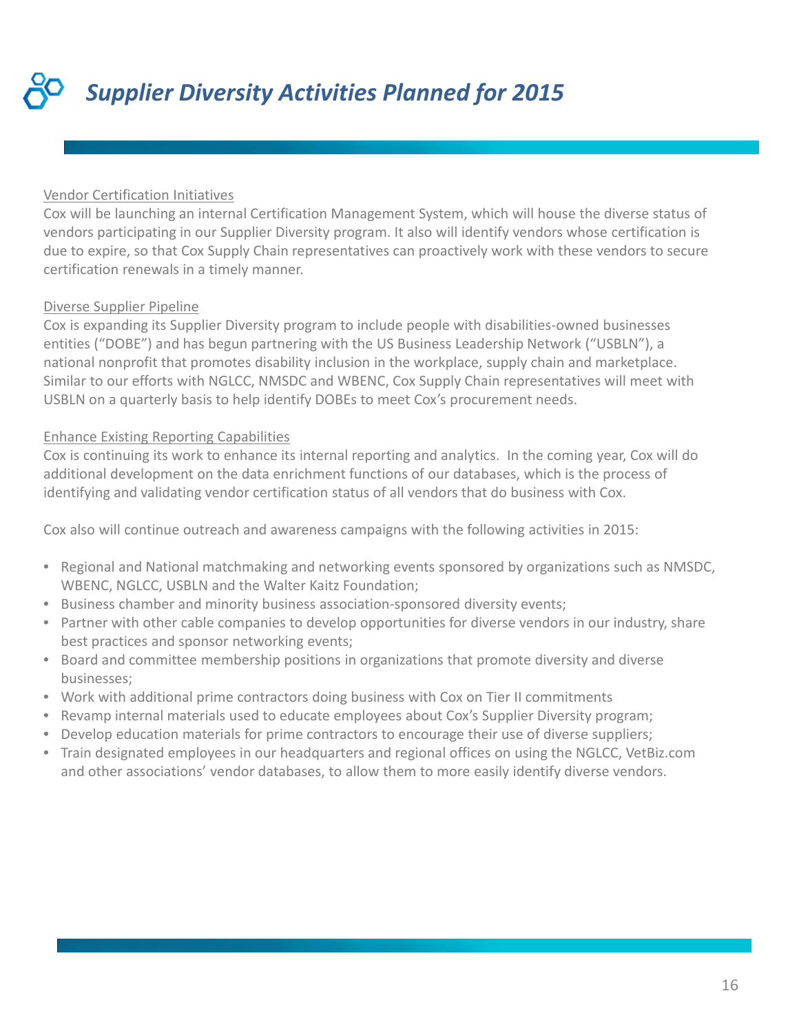# *Supplier Diversity Activities Planned for 2015*

Vendor Certification Initiatives

Cox will be launching an internal Certification Management System, which will house the diverse status of vendors participating in our Supplier Diversity program. It also will identify vendors whose certification is due to expire, so that Cox Supply Chain representatives can proactively work with these vendors to secure certification renewals in a timely manner.

Diverse Supplier Pipeline

Cox is expanding its Supplier Diversity program to include people with disabilities-owned businesses entities ("DOBE") and has begun partnering with the US Business Leadership Network ("USBLN"), a national nonprofit that promotes disability inclusion in the workplace, supply chain and marketplace. Similar to our efforts with NGLCC, NMSDC and WBENC, Cox Supply Chain representatives will meet with USBLN on a quarterly basis to help identify DOBEs to meet Cox's procurement needs.

Enhance Existing Reporting Capabilities

Cox is continuing its work to enhance its internal reporting and analytics. In the coming year, Cox will do additional development on the data enrichment functions of our databases, which is the process of identifying and validating vendor certification status of all vendors that do business with Cox.

Cox also will continue outreach and awareness campaigns with the following activities in 2015:

- Regional and National matchmaking and networking events sponsored by organizations such as NMSDC, WBENC, NGLCC, USBLN and the Walter Kaitz Foundation;
- Business chamber and minority business association-sponsored diversity events;
- Partner with other cable companies to develop opportunities for diverse vendors in our industry, share best practices and sponsor networking events;
- Board and committee membership positions in organizations that promote diversity and diverse businesses;
- Work with additional prime contractors doing business with Cox on Tier II commitments
- Revamp internal materials used to educate employees about Cox's Supplier Diversity program;
- Develop education materials for prime contractors to encourage their use of diverse suppliers;
- Train designated employees in our headquarters and regional offices on using the NGLCC, VetBiz.com and other associations' vendor databases, to allow them to more easily identify diverse vendors.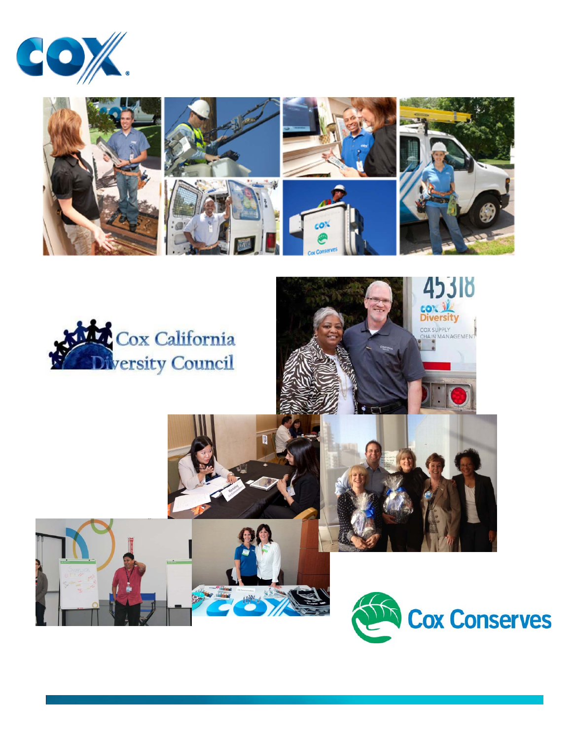Cox California Diversity Council

Cox Conserves